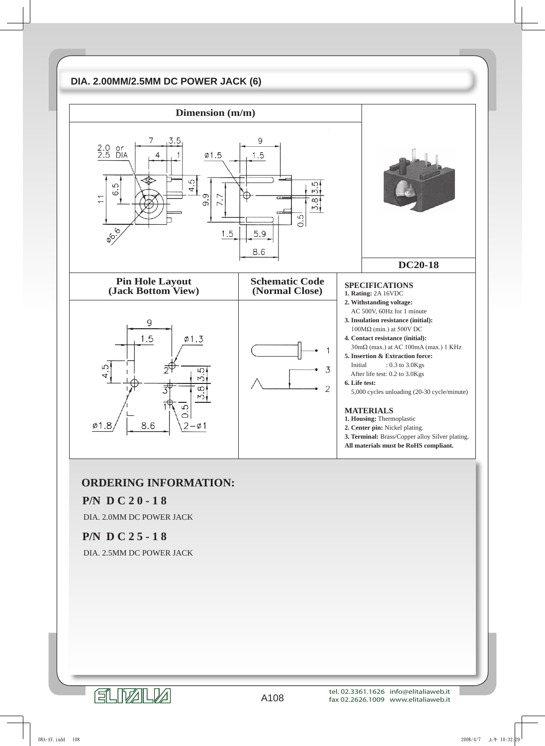## DIA. 2.00MM/2.5MM DC POWER JACK (6)

| Dimension (m/m) | | |
|---|---|---|
| | | DC20-18 |

| Pin Hole Layout (Jack Bottom View) | Schematic Code (Normal Close) | |
|---|---|---|

**SPECIFICATIONS**

**1. Rating:** 2A 16VDC

**2. Withstanding voltage:**
AC 500V, 60Hz for 1 minute

**3. Insulation resistance (initial):**
100MΩ (min.) at 500V DC

**4. Contact resistance (initial):**
30mΩ (max.) at AC 100mA (max.) 1 KHz

**5. Insertion & Extraction force:**
Initial : 0.3 to 3.0Kgs
After life test: 0.2 to 3.0Kgs

**6. Life test:**
5,000 cycles unloading (20-30 cycle/minute)

**MATERIALS**

**1. Housing:** Thermoplastic

**2. Center pin:** Nickel plating.

**3. Terminal:** Brass/Copper alloy Silver plating.

**All materials must be RoHS compliant.**

## ORDERING INFORMATION:

**P/N DC20-18**

DIA. 2.0MM DC POWER JACK

**P/N DC25-18**

DIA. 2.5MM DC POWER JACK

tel. 02.3361.1626 info@elitaliaweb.it
fax 02.2626.1009 www.elitaliaweb.it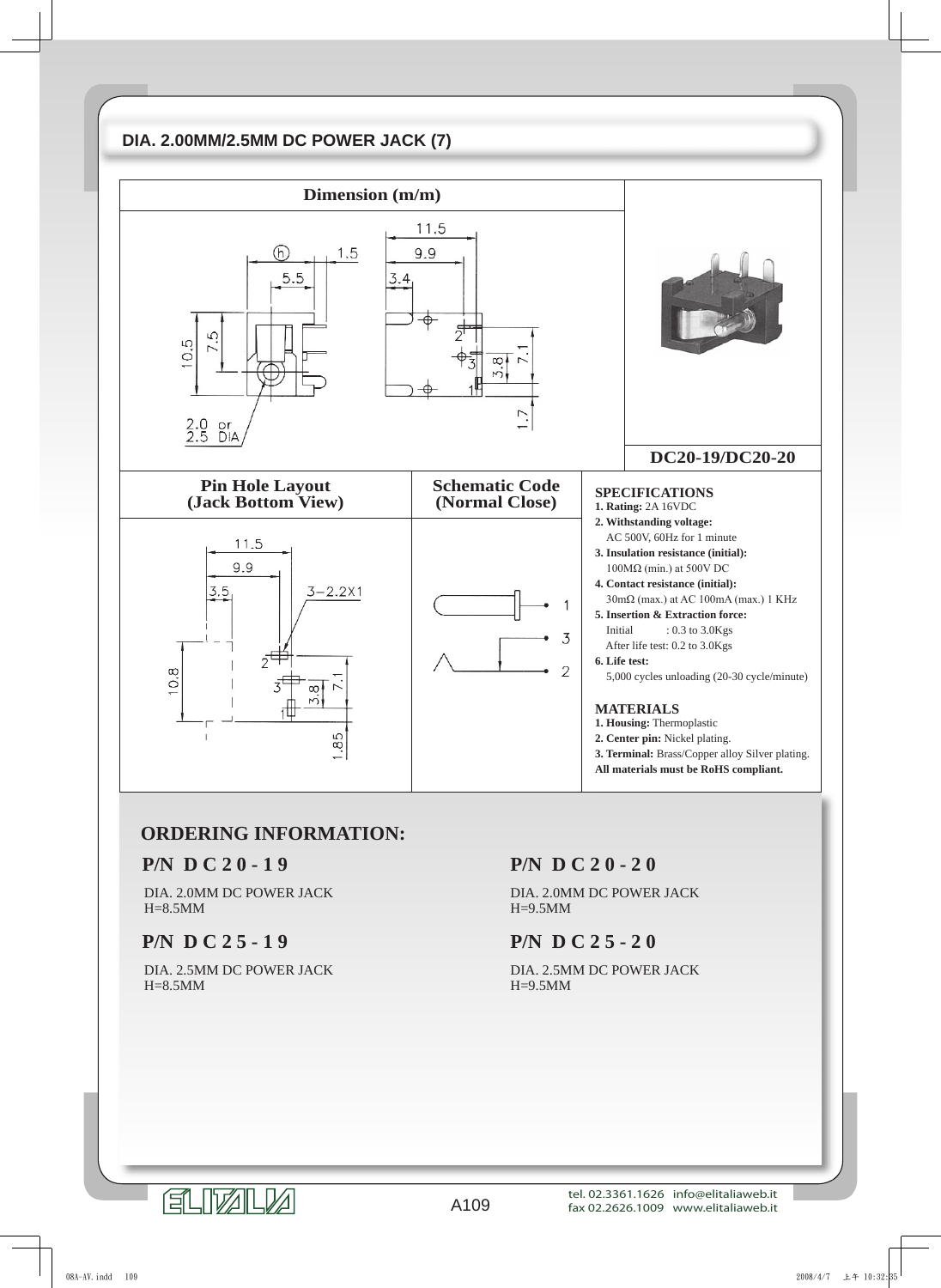## DIA. 2.00MM/2.5MM DC POWER JACK (7)

### Dimension (m/m)

11.5
9.9
3.4
1.5
5.5
h
10.5
7.5
2
3
1
3.8
7.1
1.7
2.0 or
2.5 DIA

DC20-19/DC20-20

### Pin Hole Layout (Jack Bottom View)

11.5
9.9
3.5
3−2.2X1
10.8
2
3
1
3.8
7.1
1.85

### Schematic Code (Normal Close)

1
3
2

### SPECIFICATIONS

1. **Rating:** 2A 16VDC
2. **Withstanding voltage:**
   AC 500V, 60Hz for 1 minute
3. **Insulation resistance (initial):**
   100MΩ (min.) at 500V DC
4. **Contact resistance (initial):**
   30mΩ (max.) at AC 100mA (max.) 1 KHz
5. **Insertion & Extraction force:**
   Initial : 0.3 to 3.0Kgs
   After life test: 0.2 to 3.0Kgs
6. **Life test:**
   5,000 cycles unloading (20-30 cycle/minute)

### MATERIALS

1. **Housing:** Thermoplastic
2. **Center pin:** Nickel plating.
3. **Terminal:** Brass/Copper alloy Silver plating.

**All materials must be RoHS compliant.**

## ORDERING INFORMATION:

**P/N DC20-19**

DIA. 2.0MM DC POWER JACK
H=8.5MM

**P/N DC20-20**

DIA. 2.0MM DC POWER JACK
H=9.5MM

**P/N DC25-19**

DIA. 2.5MM DC POWER JACK
H=8.5MM

**P/N DC25-20**

DIA. 2.5MM DC POWER JACK
H=9.5MM

ELITALIA

tel. 02.3361.1626 info@elitaliaweb.it
fax 02.2626.1009 www.elitaliaweb.it